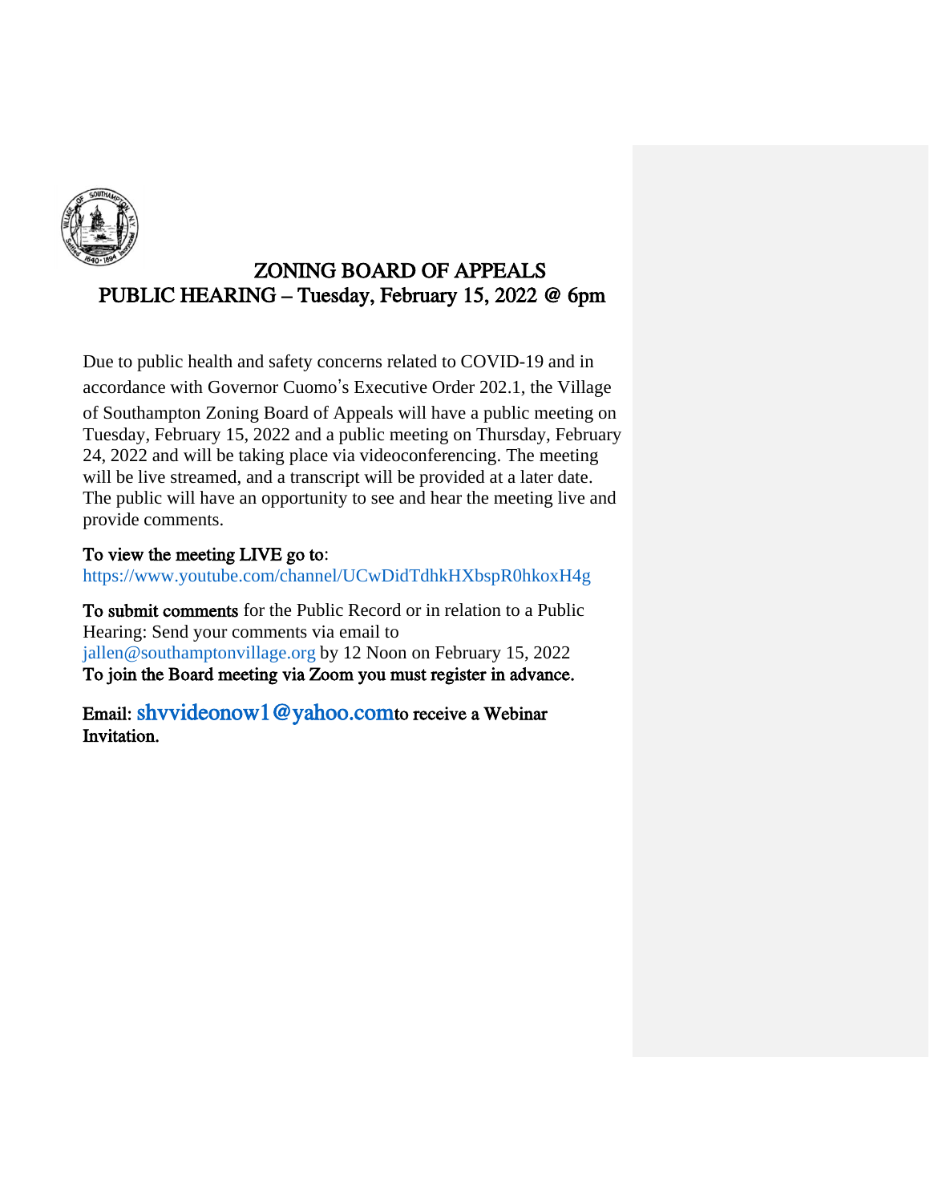# ZONING BOARD OF APPEALS
## PUBLIC HEARING – Tuesday, February 15, 2022 @ 6pm

Due to public health and safety concerns related to COVID-19 and in accordance with Governor Cuomo's Executive Order 202.1, the Village of Southampton Zoning Board of Appeals will have a public meeting on Tuesday, February 15, 2022 and a public meeting on Thursday, February 24, 2022 and will be taking place via videoconferencing. The meeting will be live streamed, and a transcript will be provided at a later date. The public will have an opportunity to see and hear the meeting live and provide comments.

**To view the meeting LIVE go to**:
https://www.youtube.com/channel/UCwDidTdhkHXbspR0hkoxH4g

**To submit comments** for the Public Record or in relation to a Public Hearing: Send your comments via email to jallen@southamptonvillage.org by 12 Noon on February 15, 2022
**To join the Board meeting via Zoom you must register in advance.**

**Email: shvvideonow1@yahoo.comto receive a Webinar Invitation.**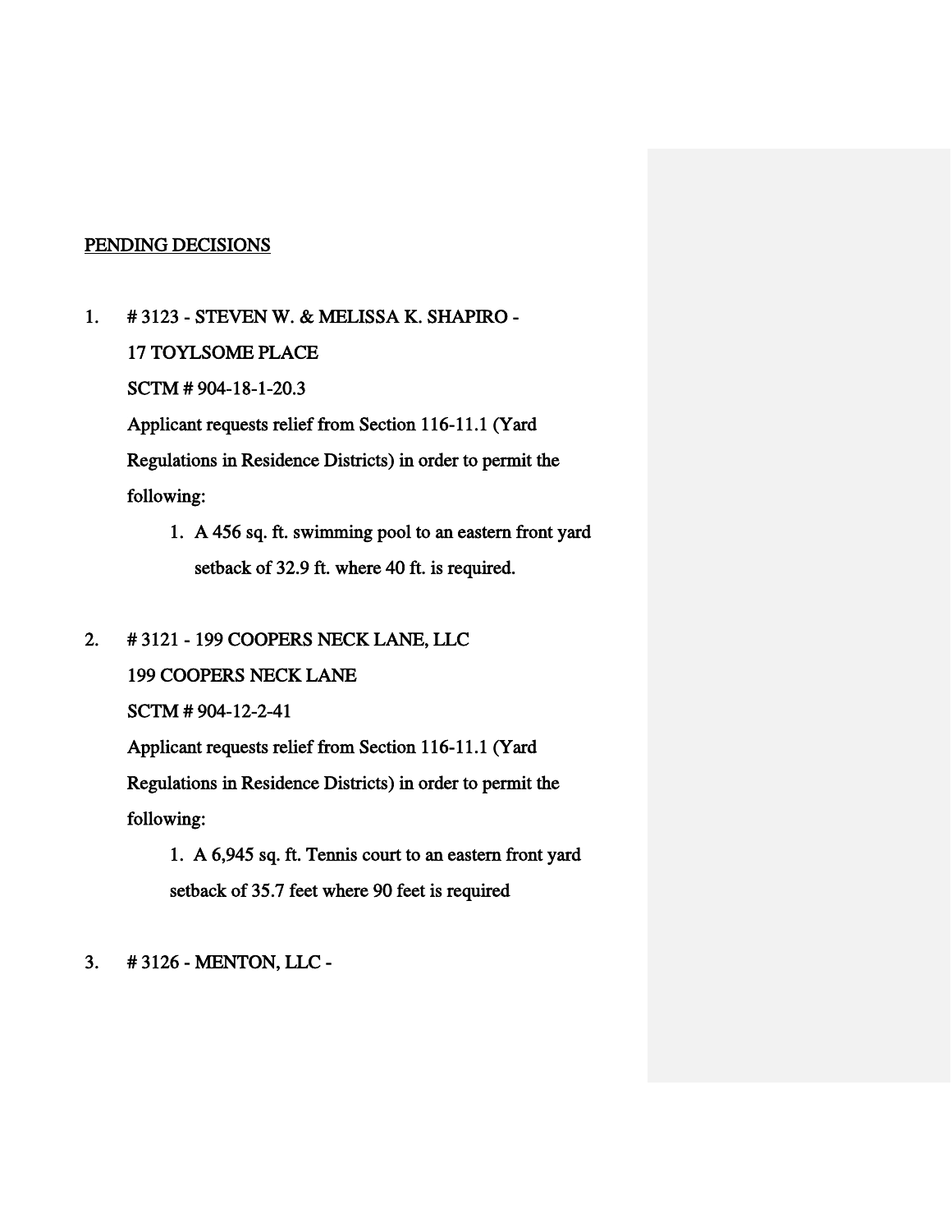PENDING DECISIONS

1. # 3123 - STEVEN W. & MELISSA K. SHAPIRO -
   17 TOYLSOME PLACE
   SCTM # 904-18-1-20.3
   Applicant requests relief from Section 116-11.1 (Yard Regulations in Residence Districts) in order to permit the following:
   1. A 456 sq. ft. swimming pool to an eastern front yard setback of 32.9 ft. where 40 ft. is required.

2. # 3121 - 199 COOPERS NECK LANE, LLC
   199 COOPERS NECK LANE
   SCTM # 904-12-2-41
   Applicant requests relief from Section 116-11.1 (Yard Regulations in Residence Districts) in order to permit the following:
   1. A 6,945 sq. ft. Tennis court to an eastern front yard setback of 35.7 feet where 90 feet is required

3. # 3126 - MENTON, LLC -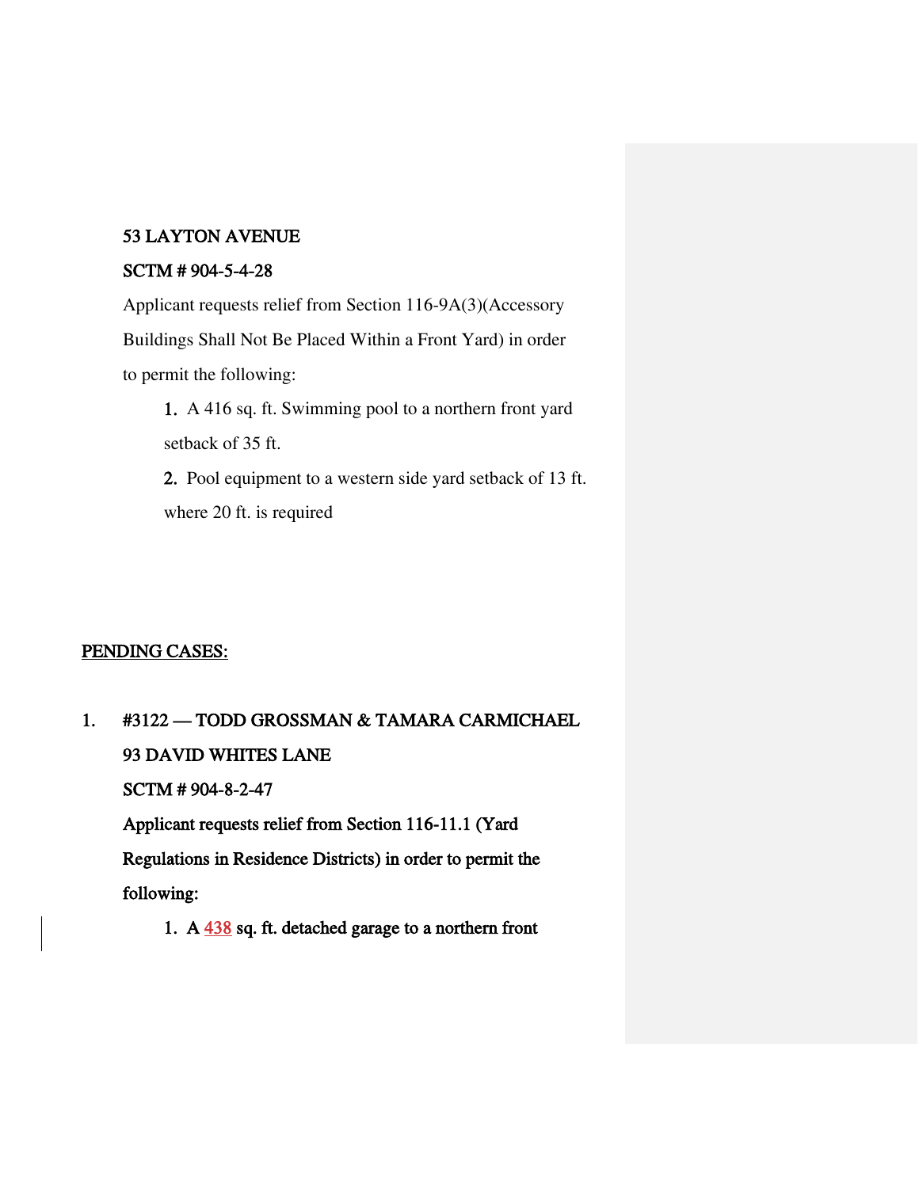**53 LAYTON AVENUE**

**SCTM # 904-5-4-28**

Applicant requests relief from Section 116-9A(3)(Accessory Buildings Shall Not Be Placed Within a Front Yard) in order to permit the following:

1. A 416 sq. ft. Swimming pool to a northern front yard setback of 35 ft.
2. Pool equipment to a western side yard setback of 13 ft. where 20 ft. is required

**PENDING CASES:**

1. **#3122 — TODD GROSSMAN & TAMARA CARMICHAEL**

   **93 DAVID WHITES LANE**

   **SCTM # 904-8-2-47**

   **Applicant requests relief from Section 116-11.1 (Yard Regulations in Residence Districts) in order to permit the following:**

   1. **A 438 sq. ft. detached garage to a northern front**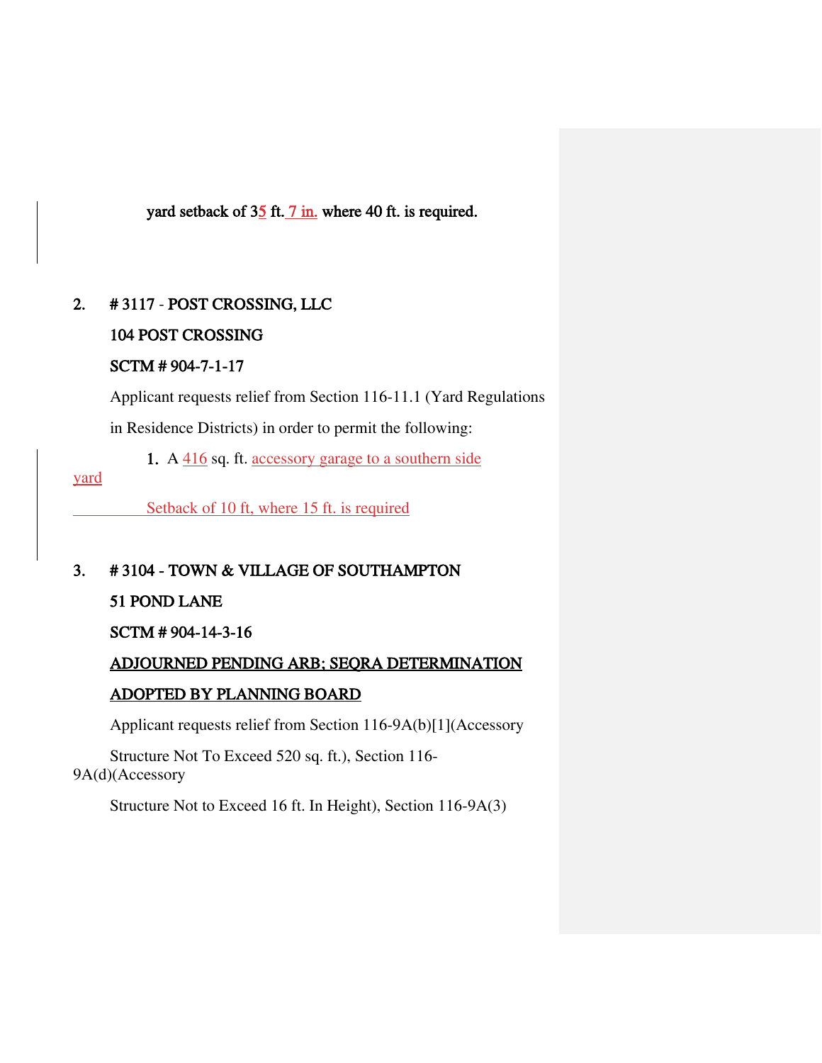**yard setback of 35 ft. 7 in. where 40 ft. is required.**

**2. # 3117 - POST CROSSING, LLC**

**104 POST CROSSING**

**SCTM # 904-7-1-17**

Applicant requests relief from Section 116-11.1 (Yard Regulations in Residence Districts) in order to permit the following:

1. A 416 sq. ft. accessory garage to a southern side yard Setback of 10 ft, where 15 ft. is required

**3. # 3104 - TOWN & VILLAGE OF SOUTHAMPTON**

**51 POND LANE**

**SCTM # 904-14-3-16**

**ADJOURNED PENDING ARB; SEQRA DETERMINATION ADOPTED BY PLANNING BOARD**

Applicant requests relief from Section 116-9A(b)[1](Accessory Structure Not To Exceed 520 sq. ft.), Section 116-9A(d)(Accessory Structure Not to Exceed 16 ft. In Height), Section 116-9A(3)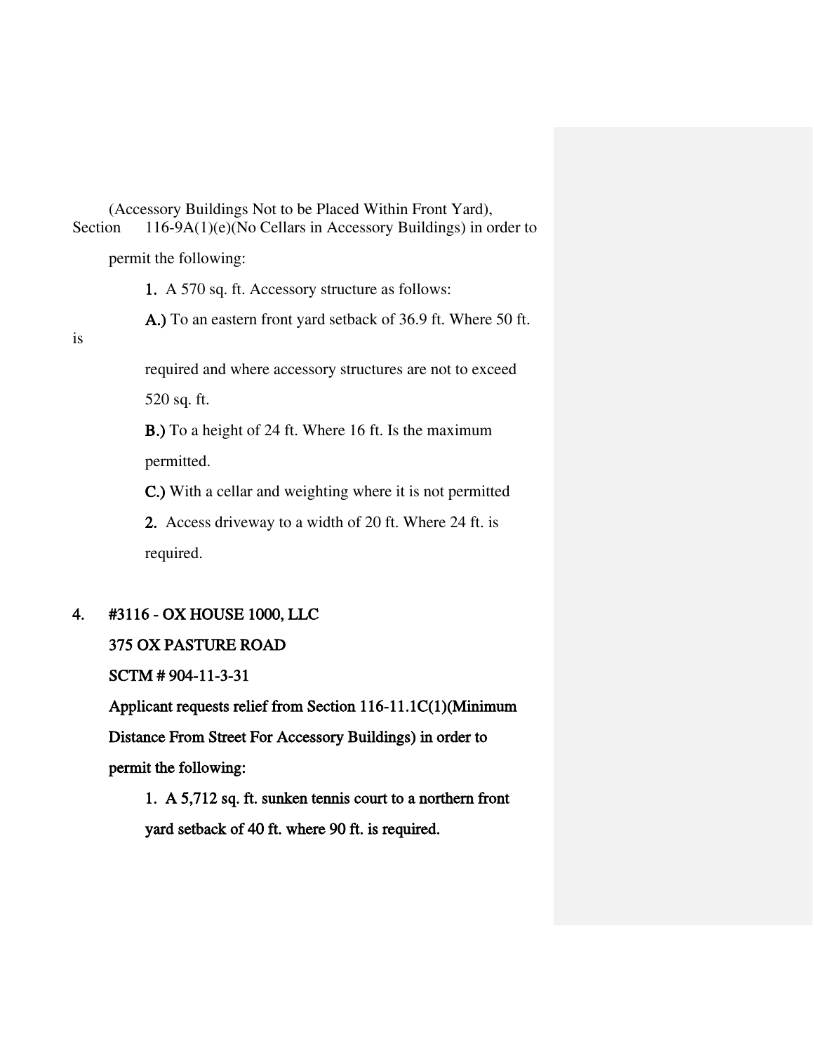(Accessory Buildings Not to be Placed Within Front Yard), Section 116-9A(1)(e)(No Cellars in Accessory Buildings) in order to permit the following:

1. A 570 sq. ft. Accessory structure as follows:

   A.) To an eastern front yard setback of 36.9 ft. Where 50 ft. is required and where accessory structures are not to exceed 520 sq. ft.

   B.) To a height of 24 ft. Where 16 ft. Is the maximum permitted.

   C.) With a cellar and weighting where it is not permitted

2. Access driveway to a width of 20 ft. Where 24 ft. is required.

4. **#3116 - OX HOUSE 1000, LLC**

   **375 OX PASTURE ROAD**

   **SCTM # 904-11-3-31**

   **Applicant requests relief from Section 116-11.1C(1)(Minimum Distance From Street For Accessory Buildings) in order to permit the following:**

   **1. A 5,712 sq. ft. sunken tennis court to a northern front yard setback of 40 ft. where 90 ft. is required.**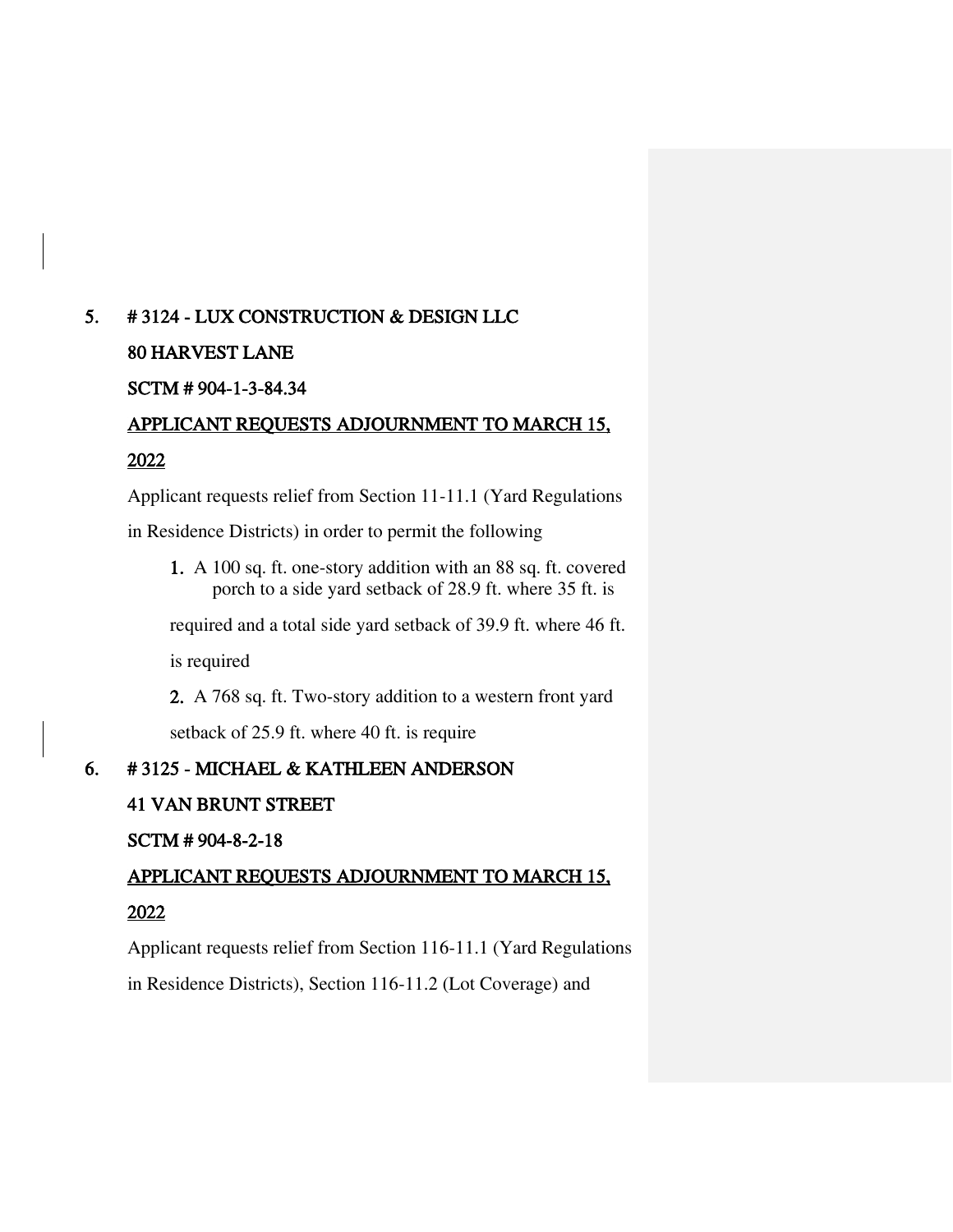5. **# 3124 - LUX CONSTRUCTION & DESIGN LLC**

   **80 HARVEST LANE**

   **SCTM # 904-1-3-84.34**

   <u>**APPLICANT REQUESTS ADJOURNMENT TO MARCH 15, 2022**</u>

   Applicant requests relief from Section 11-11.1 (Yard Regulations in Residence Districts) in order to permit the following

   1. A 100 sq. ft. one-story addition with an 88 sq. ft. covered porch to a side yard setback of 28.9 ft. where 35 ft. is required and a total side yard setback of 39.9 ft. where 46 ft. is required
   2. A 768 sq. ft. Two-story addition to a western front yard setback of 25.9 ft. where 40 ft. is require

6. **# 3125 - MICHAEL & KATHLEEN ANDERSON**

   **41 VAN BRUNT STREET**

   **SCTM # 904-8-2-18**

   <u>**APPLICANT REQUESTS ADJOURNMENT TO MARCH 15, 2022**</u>

   Applicant requests relief from Section 116-11.1 (Yard Regulations in Residence Districts), Section 116-11.2 (Lot Coverage) and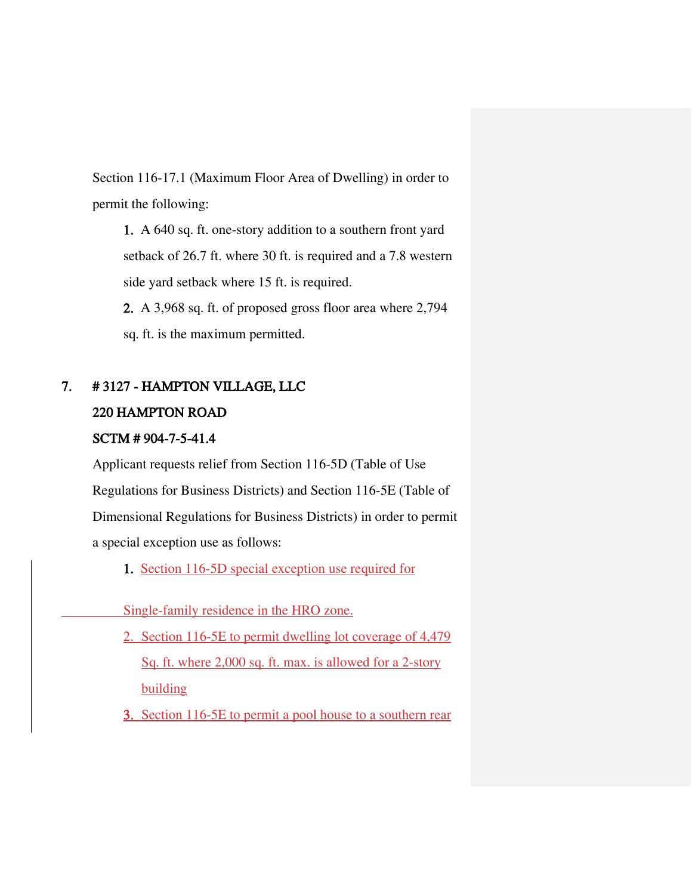Section 116-17.1 (Maximum Floor Area of Dwelling) in order to permit the following:

1. A 640 sq. ft. one-story addition to a southern front yard setback of 26.7 ft. where 30 ft. is required and a 7.8 western side yard setback where 15 ft. is required.
2. A 3,968 sq. ft. of proposed gross floor area where 2,794 sq. ft. is the maximum permitted.

7. **# 3127 - HAMPTON VILLAGE, LLC**

   **220 HAMPTON ROAD**

   **SCTM # 904-7-5-41.4**

   Applicant requests relief from Section 116-5D (Table of Use Regulations for Business Districts) and Section 116-5E (Table of Dimensional Regulations for Business Districts) in order to permit a special exception use as follows:

   1. Section 116-5D special exception use required for Single-family residence in the HRO zone.
   2. Section 116-5E to permit dwelling lot coverage of 4,479 Sq. ft. where 2,000 sq. ft. max. is allowed for a 2-story building
   3. Section 116-5E to permit a pool house to a southern rear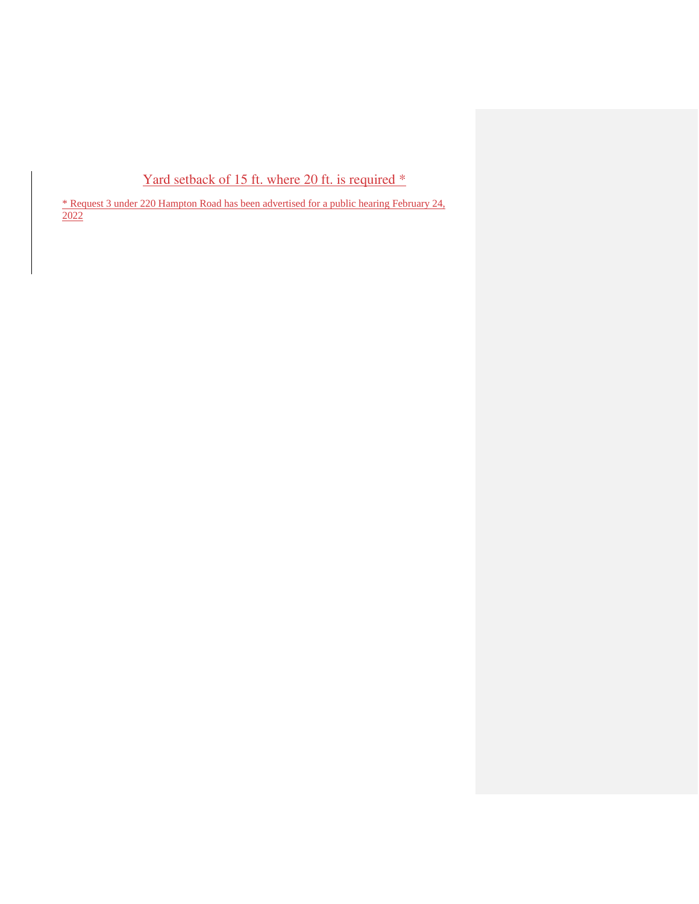Yard setback of 15 ft. where 20 ft. is required *

* Request 3 under 220 Hampton Road has been advertised for a public hearing February 24, 2022